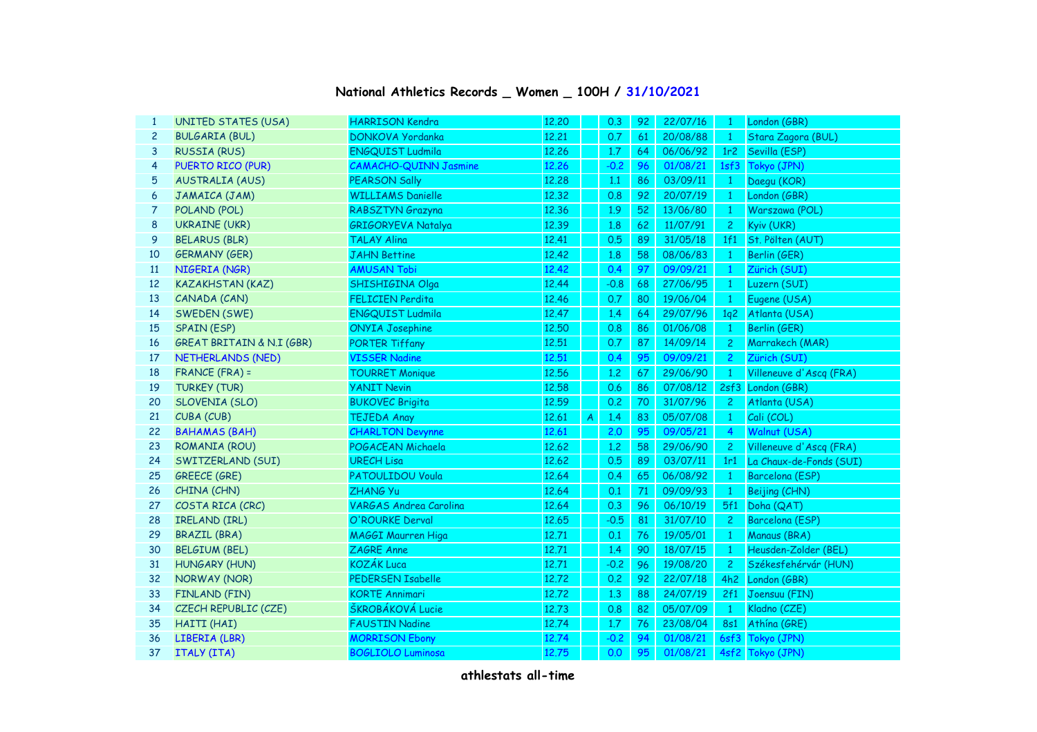## National Athletics Records _ Women _ 100H / 31/10/2021

| | | | | | | | | | |
|---|---|---|---|---|---|---|---|---|---|
| 1 | UNITED STATES (USA) | HARRISON Kendra | 12.20 | | 0.3 | 92 | 22/07/16 | 1 | London (GBR) |
| 2 | BULGARIA (BUL) | DONKOVA Yordanka | 12.21 | | 0.7 | 61 | 20/08/88 | 1 | Stara Zagora (BUL) |
| 3 | RUSSIA (RUS) | ENGQUIST Ludmila | 12.26 | | 1.7 | 64 | 06/06/92 | 1r2 | Sevilla (ESP) |
| 4 | PUERTO RICO (PUR) | CAMACHO-QUINN Jasmine | 12.26 | | -0.2 | 96 | 01/08/21 | 1sf3 | Tokyo (JPN) |
| 5 | AUSTRALIA (AUS) | PEARSON Sally | 12.28 | | 1.1 | 86 | 03/09/11 | 1 | Daegu (KOR) |
| 6 | JAMAICA (JAM) | WILLIAMS Danielle | 12.32 | | 0.8 | 92 | 20/07/19 | 1 | London (GBR) |
| 7 | POLAND (POL) | RABSZTYN Grazyna | 12.36 | | 1.9 | 52 | 13/06/80 | 1 | Warszawa (POL) |
| 8 | UKRAINE (UKR) | GRIGORYEVA Natalya | 12.39 | | 1.8 | 62 | 11/07/91 | 2 | Kyiv (UKR) |
| 9 | BELARUS (BLR) | TALAY Alina | 12.41 | | 0.5 | 89 | 31/05/18 | 1f1 | St. Pölten (AUT) |
| 10 | GERMANY (GER) | JAHN Bettine | 12.42 | | 1.8 | 58 | 08/06/83 | 1 | Berlin (GER) |
| 11 | NIGERIA (NGR) | AMUSAN Tobi | 12.42 | | 0.4 | 97 | 09/09/21 | 1 | Zürich (SUI) |
| 12 | KAZAKHSTAN (KAZ) | SHISHIGINA Olga | 12.44 | | -0.8 | 68 | 27/06/95 | 1 | Luzern (SUI) |
| 13 | CANADA (CAN) | FELICIEN Perdita | 12.46 | | 0.7 | 80 | 19/06/04 | 1 | Eugene (USA) |
| 14 | SWEDEN (SWE) | ENGQUIST Ludmila | 12.47 | | 1.4 | 64 | 29/07/96 | 1q2 | Atlanta (USA) |
| 15 | SPAIN (ESP) | ONYIA Josephine | 12.50 | | 0.8 | 86 | 01/06/08 | 1 | Berlin (GER) |
| 16 | GREAT BRITAIN & N.I (GBR) | PORTER Tiffany | 12.51 | | 0.7 | 87 | 14/09/14 | 2 | Marrakech (MAR) |
| 17 | NETHERLANDS (NED) | VISSER Nadine | 12.51 | | 0.4 | 95 | 09/09/21 | 2 | Zürich (SUI) |
| 18 | FRANCE (FRA) = | TOURRET Monique | 12.56 | | 1.2 | 67 | 29/06/90 | 1 | Villeneuve d'Ascq (FRA) |
| 19 | TURKEY (TUR) | YANIT Nevin | 12.58 | | 0.6 | 86 | 07/08/12 | 2sf3 | London (GBR) |
| 20 | SLOVENIA (SLO) | BUKOVEC Brigita | 12.59 | | 0.2 | 70 | 31/07/96 | 2 | Atlanta (USA) |
| 21 | CUBA (CUB) | TEJEDA Anay | 12.61 | A | 1.4 | 83 | 05/07/08 | 1 | Cali (COL) |
| 22 | BAHAMAS (BAH) | CHARLTON Devynne | 12.61 | | 2.0 | 95 | 09/05/21 | 4 | Walnut (USA) |
| 23 | ROMANIA (ROU) | POGACEAN Michaela | 12.62 | | 1.2 | 58 | 29/06/90 | 2 | Villeneuve d'Ascq (FRA) |
| 24 | SWITZERLAND (SUI) | URECH Lisa | 12.62 | | 0.5 | 89 | 03/07/11 | 1r1 | La Chaux-de-Fonds (SUI) |
| 25 | GREECE (GRE) | PATOULIDOU Voula | 12.64 | | 0.4 | 65 | 06/08/92 | 1 | Barcelona (ESP) |
| 26 | CHINA (CHN) | ZHANG Yu | 12.64 | | 0.1 | 71 | 09/09/93 | 1 | Beijing (CHN) |
| 27 | COSTA RICA (CRC) | VARGAS Andrea Carolina | 12.64 | | 0.3 | 96 | 06/10/19 | 5f1 | Doha (QAT) |
| 28 | IRELAND (IRL) | O'ROURKE Derval | 12.65 | | -0.5 | 81 | 31/07/10 | 2 | Barcelona (ESP) |
| 29 | BRAZIL (BRA) | MAGGI Maurren Higa | 12.71 | | 0.1 | 76 | 19/05/01 | 1 | Manaus (BRA) |
| 30 | BELGIUM (BEL) | ZAGRE Anne | 12.71 | | 1.4 | 90 | 18/07/15 | 1 | Heusden-Zolder (BEL) |
| 31 | HUNGARY (HUN) | KOZÁK Luca | 12.71 | | -0.2 | 96 | 19/08/20 | 2 | Székesfehérvár (HUN) |
| 32 | NORWAY (NOR) | PEDERSEN Isabelle | 12.72 | | 0.2 | 92 | 22/07/18 | 4h2 | London (GBR) |
| 33 | FINLAND (FIN) | KORTE Annimari | 12.72 | | 1.3 | 88 | 24/07/19 | 2f1 | Joensuu (FIN) |
| 34 | CZECH REPUBLIC (CZE) | ŠKROBÁKOVÁ Lucie | 12.73 | | 0.8 | 82 | 05/07/09 | 1 | Kladno (CZE) |
| 35 | HAITI (HAI) | FAUSTIN Nadine | 12.74 | | 1.7 | 76 | 23/08/04 | 8s1 | Athína (GRE) |
| 36 | LIBERIA (LBR) | MORRISON Ebony | 12.74 | | -0.2 | 94 | 01/08/21 | 6sf3 | Tokyo (JPN) |
| 37 | ITALY (ITA) | BOGLIOLO Luminosa | 12.75 | | 0.0 | 95 | 01/08/21 | 4sf2 | Tokyo (JPN) |

athlestats all-time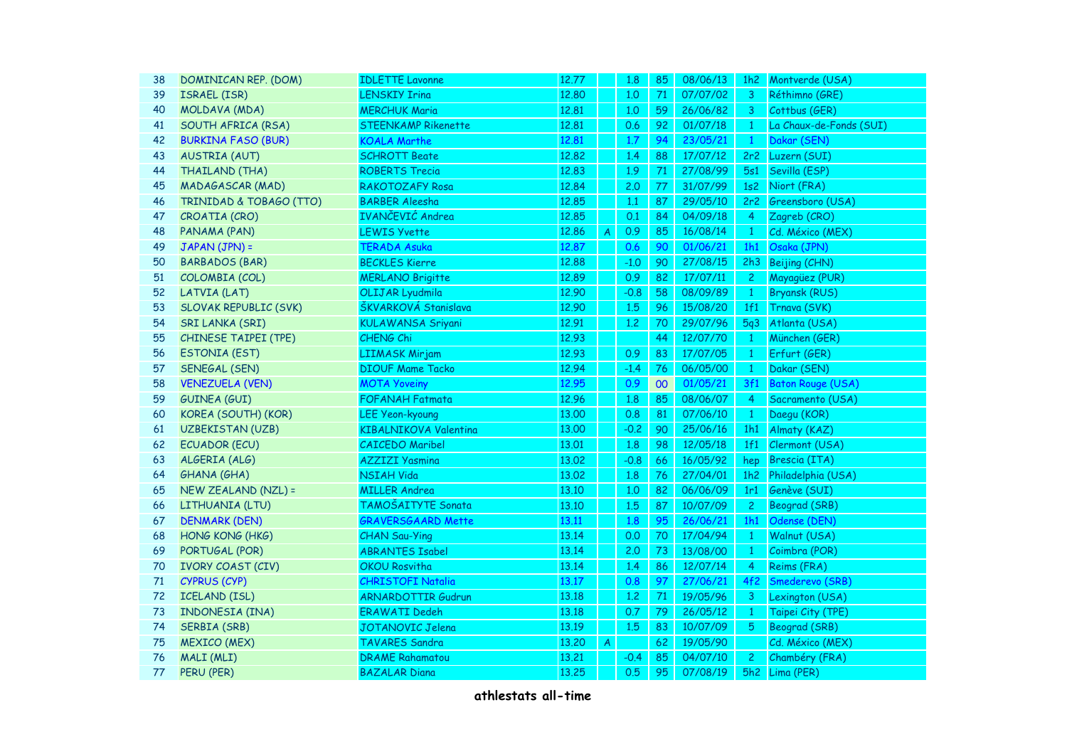| | | | | | | | | | |
|---|---|---|---|---|---|---|---|---|---|
| 38 | DOMINICAN REP. (DOM) | IDLETTE Lavonne | 12.77 | | 1.8 | 85 | 08/06/13 | 1h2 | Montverde (USA) |
| 39 | ISRAEL (ISR) | LENSKIY Irina | 12.80 | | 1.0 | 71 | 07/07/02 | 3 | Réthimno (GRE) |
| 40 | MOLDAVA (MDA) | MERCHUK Maria | 12.81 | | 1.0 | 59 | 26/06/82 | 3 | Cottbus (GER) |
| 41 | SOUTH AFRICA (RSA) | STEENKAMP Rikenette | 12.81 | | 0.6 | 92 | 01/07/18 | 1 | La Chaux-de-Fonds (SUI) |
| 42 | BURKINA FASO (BUR) | KOALA Marthe | 12.81 | | 1.7 | 94 | 23/05/21 | 1 | Dakar (SEN) |
| 43 | AUSTRIA (AUT) | SCHROTT Beate | 12.82 | | 1.4 | 88 | 17/07/12 | 2r2 | Luzern (SUI) |
| 44 | THAILAND (THA) | ROBERTS Trecia | 12.83 | | 1.9 | 71 | 27/08/99 | 5s1 | Sevilla (ESP) |
| 45 | MADAGASCAR (MAD) | RAKOTOZAFY Rosa | 12.84 | | 2.0 | 77 | 31/07/99 | 1s2 | Niort (FRA) |
| 46 | TRINIDAD & TOBAGO (TTO) | BARBER Aleesha | 12.85 | | 1.1 | 87 | 29/05/10 | 2r2 | Greensboro (USA) |
| 47 | CROATIA (CRO) | IVANČEVIĆ Andrea | 12.85 | | 0.1 | 84 | 04/09/18 | 4 | Zagreb (CRO) |
| 48 | PANAMA (PAN) | LEWIS Yvette | 12.86 | A | 0.9 | 85 | 16/08/14 | 1 | Cd. México (MEX) |
| 49 | JAPAN (JPN) = | TERADA Asuka | 12.87 | | 0.6 | 90 | 01/06/21 | 1h1 | Osaka (JPN) |
| 50 | BARBADOS (BAR) | BECKLES Kierre | 12.88 | | -1.0 | 90 | 27/08/15 | 2h3 | Beijing (CHN) |
| 51 | COLOMBIA (COL) | MERLANO Brigitte | 12.89 | | 0.9 | 82 | 17/07/11 | 2 | Mayagüez (PUR) |
| 52 | LATVIA (LAT) | OLIJAR Lyudmila | 12.90 | | -0.8 | 58 | 08/09/89 | 1 | Bryansk (RUS) |
| 53 | SLOVAK REPUBLIC (SVK) | ŠKVARKOVÁ Stanislava | 12.90 | | 1.5 | 96 | 15/08/20 | 1f1 | Trnava (SVK) |
| 54 | SRI LANKA (SRI) | KULAWANSA Sriyani | 12.91 | | 1.2 | 70 | 29/07/96 | 5q3 | Atlanta (USA) |
| 55 | CHINESE TAIPEI (TPE) | CHENG Chi | 12.93 | | | 44 | 12/07/70 | 1 | München (GER) |
| 56 | ESTONIA (EST) | LIIMASK Mirjam | 12.93 | | 0.9 | 83 | 17/07/05 | 1 | Erfurt (GER) |
| 57 | SENEGAL (SEN) | DIOUF Mame Tacko | 12.94 | | -1.4 | 76 | 06/05/00 | 1 | Dakar (SEN) |
| 58 | VENEZUELA (VEN) | MOTA Yoveiny | 12.95 | | 0.9 | 00 | 01/05/21 | 3f1 | Baton Rouge (USA) |
| 59 | GUINEA (GUI) | FOFANAH Fatmata | 12.96 | | 1.8 | 85 | 08/06/07 | 4 | Sacramento (USA) |
| 60 | KOREA (SOUTH) (KOR) | LEE Yeon-kyoung | 13.00 | | 0.8 | 81 | 07/06/10 | 1 | Daegu (KOR) |
| 61 | UZBEKISTAN (UZB) | KIBALNIKOVA Valentina | 13.00 | | -0.2 | 90 | 25/06/16 | 1h1 | Almaty (KAZ) |
| 62 | ECUADOR (ECU) | CAICEDO Maribel | 13.01 | | 1.8 | 98 | 12/05/18 | 1f1 | Clermont (USA) |
| 63 | ALGERIA (ALG) | AZZIZI Yasmina | 13.02 | | -0.8 | 66 | 16/05/92 | hep | Brescia (ITA) |
| 64 | GHANA (GHA) | NSIAH Vida | 13.02 | | 1.8 | 76 | 27/04/01 | 1h2 | Philadelphia (USA) |
| 65 | NEW ZEALAND (NZL) = | MILLER Andrea | 13.10 | | 1.0 | 82 | 06/06/09 | 1r1 | Genève (SUI) |
| 66 | LITHUANIA (LTU) | TAMOŠAITYTE Sonata | 13.10 | | 1.5 | 87 | 10/07/09 | 2 | Beograd (SRB) |
| 67 | DENMARK (DEN) | GRAVERSGAARD Mette | 13.11 | | 1.8 | 95 | 26/06/21 | 1h1 | Odense (DEN) |
| 68 | HONG KONG (HKG) | CHAN Sau-Ying | 13.14 | | 0.0 | 70 | 17/04/94 | 1 | Walnut (USA) |
| 69 | PORTUGAL (POR) | ABRANTES Isabel | 13.14 | | 2.0 | 73 | 13/08/00 | 1 | Coimbra (POR) |
| 70 | IVORY COAST (CIV) | OKOU Rosvitha | 13.14 | | 1.4 | 86 | 12/07/14 | 4 | Reims (FRA) |
| 71 | CYPRUS (CYP) | CHRISTOFI Natalia | 13.17 | | 0.8 | 97 | 27/06/21 | 4f2 | Smederevo (SRB) |
| 72 | ICELAND (ISL) | ARNARDOTTIR Gudrun | 13.18 | | 1.2 | 71 | 19/05/96 | 3 | Lexington (USA) |
| 73 | INDONESIA (INA) | ERAWATI Dedeh | 13.18 | | 0.7 | 79 | 26/05/12 | 1 | Taipei City (TPE) |
| 74 | SERBIA (SRB) | JOTANOVIC Jelena | 13.19 | | 1.5 | 83 | 10/07/09 | 5 | Beograd (SRB) |
| 75 | MEXICO (MEX) | TAVARES Sandra | 13.20 | A | | 62 | 19/05/90 | | Cd. México (MEX) |
| 76 | MALI (MLI) | DRAME Rahamatou | 13.21 | | -0.4 | 85 | 04/07/10 | 2 | Chambéry (FRA) |
| 77 | PERU (PER) | BAZALAR Diana | 13.25 | | 0.5 | 95 | 07/08/19 | 5h2 | Lima (PER) |

**athlestats all-time**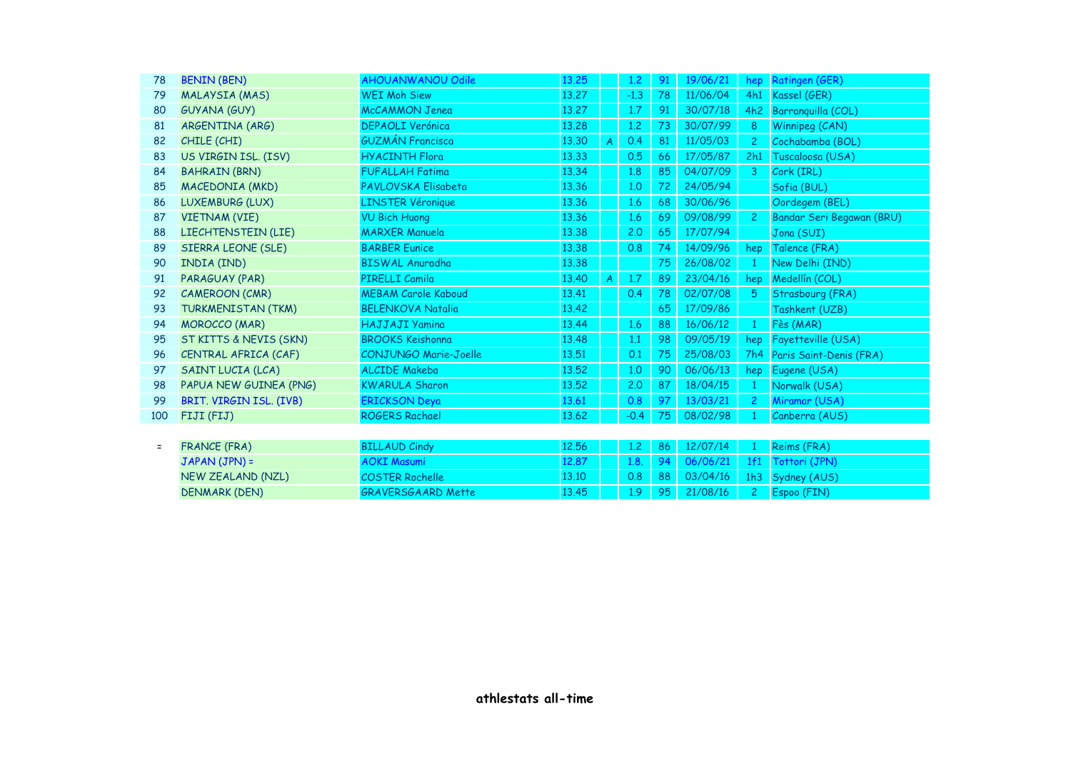| | | | | | | | | | |
|---|---|---|---|---|---|---|---|---|---|
| 78 | BENIN (BEN) | AHOUANWANOU Odile | 13.25 | | 1.2 | 91 | 19/06/21 | hep | Ratingen (GER) |
| 79 | MALAYSIA (MAS) | WEI Moh Siew | 13.27 | | -1.3 | 78 | 11/06/04 | 4h1 | Kassel (GER) |
| 80 | GUYANA (GUY) | McCAMMON Jenea | 13.27 | | 1.7 | 91 | 30/07/18 | 4h2 | Barranquilla (COL) |
| 81 | ARGENTINA (ARG) | DEPAOLI Verónica | 13.28 | | 1.2 | 73 | 30/07/99 | 8 | Winnipeg (CAN) |
| 82 | CHILE (CHI) | GUZMÁN Francisca | 13.30 | A | 0.4 | 81 | 11/05/03 | 2 | Cochabamba (BOL) |
| 83 | US VIRGIN ISL. (ISV) | HYACINTH Flora | 13.33 | | 0.5 | 66 | 17/05/87 | 2h1 | Tuscaloosa (USA) |
| 84 | BAHRAIN (BRN) | FUFALLAH Fatima | 13.34 | | 1.8 | 85 | 04/07/09 | 3 | Cork (IRL) |
| 85 | MACEDONIA (MKD) | PAVLOVSKA Elisabeta | 13.36 | | 1.0 | 72 | 24/05/94 | | Sofia (BUL) |
| 86 | LUXEMBURG (LUX) | LINSTER Véronique | 13.36 | | 1.6 | 68 | 30/06/96 | | Oordegem (BEL) |
| 87 | VIETNAM (VIE) | VU Bich Huong | 13.36 | | 1.6 | 69 | 09/08/99 | 2 | Bandar Seri Begawan (BRU) |
| 88 | LIECHTENSTEIN (LIE) | MARXER Manuela | 13.38 | | 2.0 | 65 | 17/07/94 | | Jona (SUI) |
| 89 | SIERRA LEONE (SLE) | BARBER Eunice | 13.38 | | 0.8 | 74 | 14/09/96 | hep | Talence (FRA) |
| 90 | INDIA (IND) | BISWAL Anuradha | 13.38 | | | 75 | 26/08/02 | 1 | New Delhi (IND) |
| 91 | PARAGUAY (PAR) | PIRELLI Camila | 13.40 | A | 1.7 | 89 | 23/04/16 | hep | Medellín (COL) |
| 92 | CAMEROON (CMR) | MEBAM Carole Kaboud | 13.41 | | 0.4 | 78 | 02/07/08 | 5 | Strasbourg (FRA) |
| 93 | TURKMENISTAN (TKM) | BELENKOVA Natalia | 13.42 | | | 65 | 17/09/86 | | Tashkent (UZB) |
| 94 | MOROCCO (MAR) | HAJJAJI Yamina | 13.44 | | 1.6 | 88 | 16/06/12 | 1 | Fès (MAR) |
| 95 | ST KITTS & NEVIS (SKN) | BROOKS Keishonna | 13.48 | | 1.1 | 98 | 09/05/19 | hep | Fayetteville (USA) |
| 96 | CENTRAL AFRICA (CAF) | CONJUNGO Marie-Joelle | 13.51 | | 0.1 | 75 | 25/08/03 | 7h4 | Paris Saint-Denis (FRA) |
| 97 | SAINT LUCIA (LCA) | ALCIDE Makeba | 13.52 | | 1.0 | 90 | 06/06/13 | hep | Eugene (USA) |
| 98 | PAPUA NEW GUINEA (PNG) | KWARULA Sharon | 13.52 | | 2.0 | 87 | 18/04/15 | 1 | Norwalk (USA) |
| 99 | BRIT. VIRGIN ISL. (IVB) | ERICKSON Deya | 13.61 | | 0.8 | 97 | 13/03/21 | 2 | Miramar (USA) |
| 100 | FIJI (FIJ) | ROGERS Rachael | 13.62 | | -0.4 | 75 | 08/02/98 | 1 | Canberra (AUS) |

| | | | | | | | | | |
|---|---|---|---|---|---|---|---|---|---|
| = | FRANCE (FRA) | BILLAUD Cindy | 12.56 | | 1.2 | 86 | 12/07/14 | 1 | Reims (FRA) |
| | JAPAN (JPN) = | AOKI Masumi | 12.87 | | 1.8. | 94 | 06/06/21 | 1f1 | Tottori (JPN) |
| | NEW ZEALAND (NZL) | COSTER Rochelle | 13.10 | | 0.8 | 88 | 03/04/16 | 1h3 | Sydney (AUS) |
| | DENMARK (DEN) | GRAVERSGAARD Mette | 13.45 | | 1.9 | 95 | 21/08/16 | 2 | Espoo (FIN) |

**athlestats all-time**